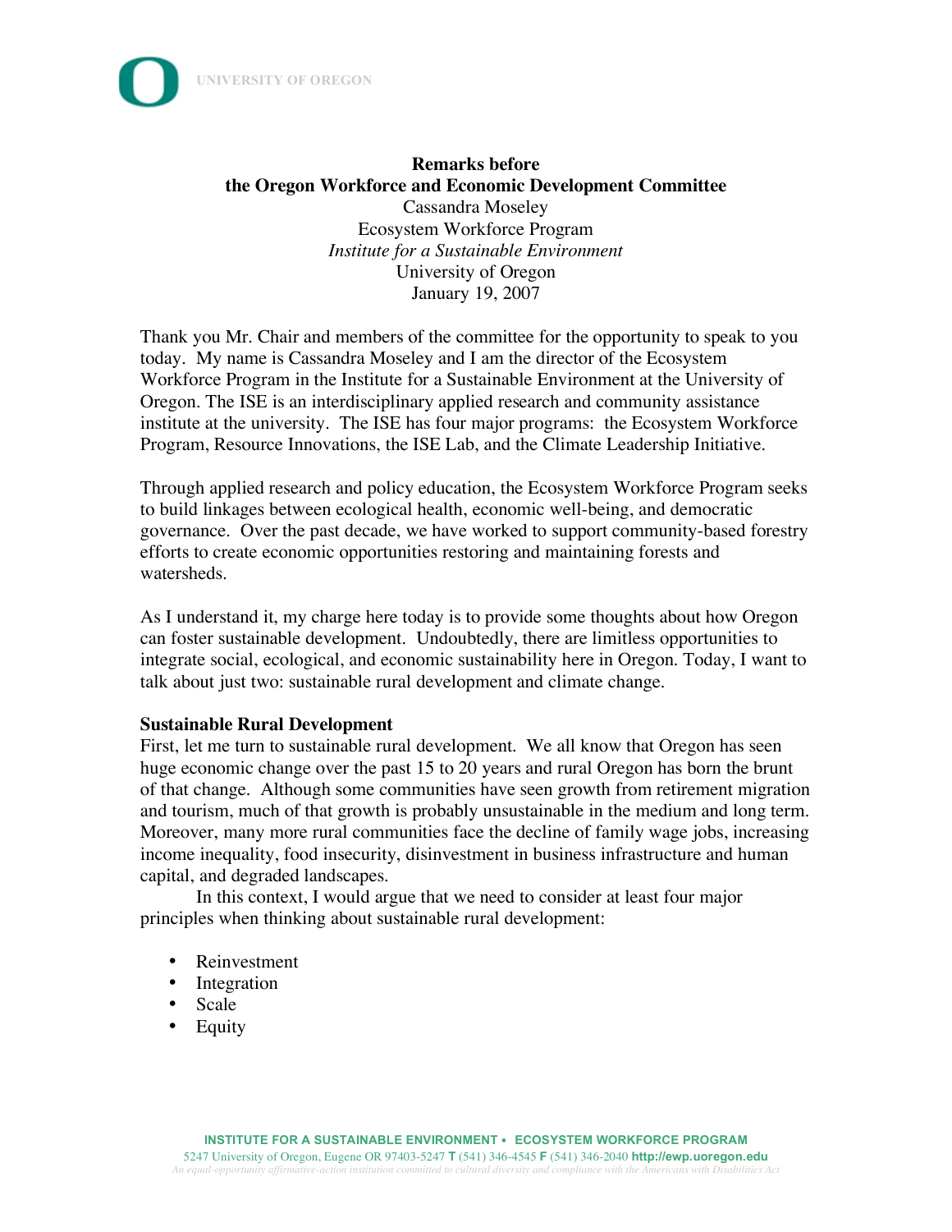**Remarks before**
**the Oregon Workforce and Economic Development Committee**
Cassandra Moseley
Ecosystem Workforce Program
*Institute for a Sustainable Environment*
University of Oregon
January 19, 2007

Thank you Mr. Chair and members of the committee for the opportunity to speak to you today. My name is Cassandra Moseley and I am the director of the Ecosystem Workforce Program in the Institute for a Sustainable Environment at the University of Oregon. The ISE is an interdisciplinary applied research and community assistance institute at the university. The ISE has four major programs: the Ecosystem Workforce Program, Resource Innovations, the ISE Lab, and the Climate Leadership Initiative.

Through applied research and policy education, the Ecosystem Workforce Program seeks to build linkages between ecological health, economic well-being, and democratic governance. Over the past decade, we have worked to support community-based forestry efforts to create economic opportunities restoring and maintaining forests and watersheds.

As I understand it, my charge here today is to provide some thoughts about how Oregon can foster sustainable development. Undoubtedly, there are limitless opportunities to integrate social, ecological, and economic sustainability here in Oregon. Today, I want to talk about just two: sustainable rural development and climate change.

**Sustainable Rural Development**

First, let me turn to sustainable rural development. We all know that Oregon has seen huge economic change over the past 15 to 20 years and rural Oregon has born the brunt of that change. Although some communities have seen growth from retirement migration and tourism, much of that growth is probably unsustainable in the medium and long term. Moreover, many more rural communities face the decline of family wage jobs, increasing income inequality, food insecurity, disinvestment in business infrastructure and human capital, and degraded landscapes.

In this context, I would argue that we need to consider at least four major principles when thinking about sustainable rural development:

- Reinvestment
- Integration
- Scale
- Equity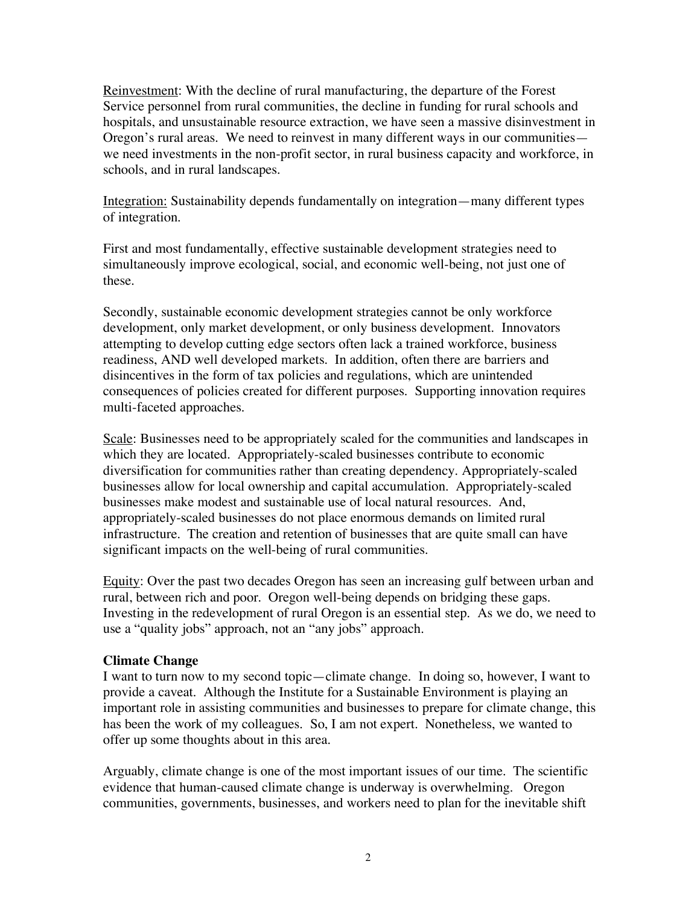Reinvestment: With the decline of rural manufacturing, the departure of the Forest Service personnel from rural communities, the decline in funding for rural schools and hospitals, and unsustainable resource extraction, we have seen a massive disinvestment in Oregon's rural areas. We need to reinvest in many different ways in our communities—we need investments in the non-profit sector, in rural business capacity and workforce, in schools, and in rural landscapes.

Integration: Sustainability depends fundamentally on integration—many different types of integration.

First and most fundamentally, effective sustainable development strategies need to simultaneously improve ecological, social, and economic well-being, not just one of these.

Secondly, sustainable economic development strategies cannot be only workforce development, only market development, or only business development. Innovators attempting to develop cutting edge sectors often lack a trained workforce, business readiness, AND well developed markets. In addition, often there are barriers and disincentives in the form of tax policies and regulations, which are unintended consequences of policies created for different purposes. Supporting innovation requires multi-faceted approaches.

Scale: Businesses need to be appropriately scaled for the communities and landscapes in which they are located. Appropriately-scaled businesses contribute to economic diversification for communities rather than creating dependency. Appropriately-scaled businesses allow for local ownership and capital accumulation. Appropriately-scaled businesses make modest and sustainable use of local natural resources. And, appropriately-scaled businesses do not place enormous demands on limited rural infrastructure. The creation and retention of businesses that are quite small can have significant impacts on the well-being of rural communities.

Equity: Over the past two decades Oregon has seen an increasing gulf between urban and rural, between rich and poor. Oregon well-being depends on bridging these gaps. Investing in the redevelopment of rural Oregon is an essential step. As we do, we need to use a "quality jobs" approach, not an "any jobs" approach.

**Climate Change**

I want to turn now to my second topic—climate change. In doing so, however, I want to provide a caveat. Although the Institute for a Sustainable Environment is playing an important role in assisting communities and businesses to prepare for climate change, this has been the work of my colleagues. So, I am not expert. Nonetheless, we wanted to offer up some thoughts about in this area.

Arguably, climate change is one of the most important issues of our time. The scientific evidence that human-caused climate change is underway is overwhelming. Oregon communities, governments, businesses, and workers need to plan for the inevitable shift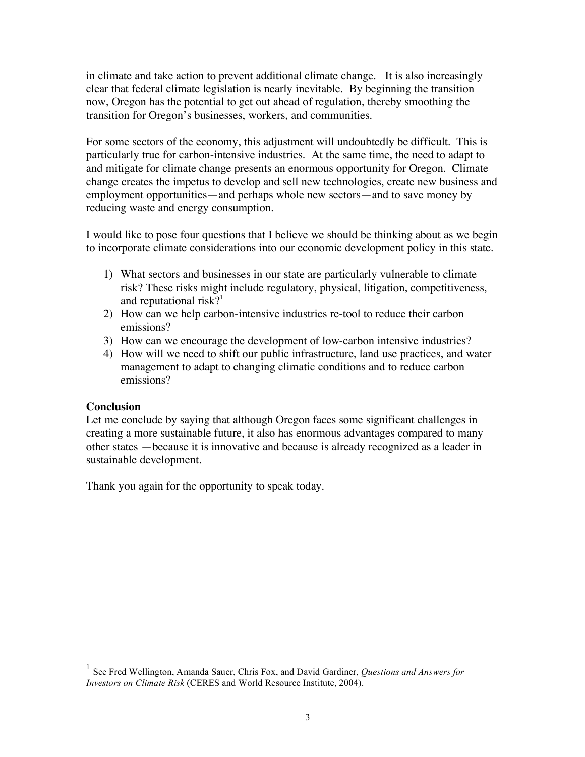in climate and take action to prevent additional climate change. It is also increasingly clear that federal climate legislation is nearly inevitable. By beginning the transition now, Oregon has the potential to get out ahead of regulation, thereby smoothing the transition for Oregon's businesses, workers, and communities.

For some sectors of the economy, this adjustment will undoubtedly be difficult. This is particularly true for carbon-intensive industries. At the same time, the need to adapt to and mitigate for climate change presents an enormous opportunity for Oregon. Climate change creates the impetus to develop and sell new technologies, create new business and employment opportunities—and perhaps whole new sectors—and to save money by reducing waste and energy consumption.

I would like to pose four questions that I believe we should be thinking about as we begin to incorporate climate considerations into our economic development policy in this state.

1) What sectors and businesses in our state are particularly vulnerable to climate risk? These risks might include regulatory, physical, litigation, competitiveness, and reputational risk?[1]
2) How can we help carbon-intensive industries re-tool to reduce their carbon emissions?
3) How can we encourage the development of low-carbon intensive industries?
4) How will we need to shift our public infrastructure, land use practices, and water management to adapt to changing climatic conditions and to reduce carbon emissions?

**Conclusion**

Let me conclude by saying that although Oregon faces some significant challenges in creating a more sustainable future, it also has enormous advantages compared to many other states —because it is innovative and because is already recognized as a leader in sustainable development.

Thank you again for the opportunity to speak today.

[1] See Fred Wellington, Amanda Sauer, Chris Fox, and David Gardiner, *Questions and Answers for Investors on Climate Risk* (CERES and World Resource Institute, 2004).